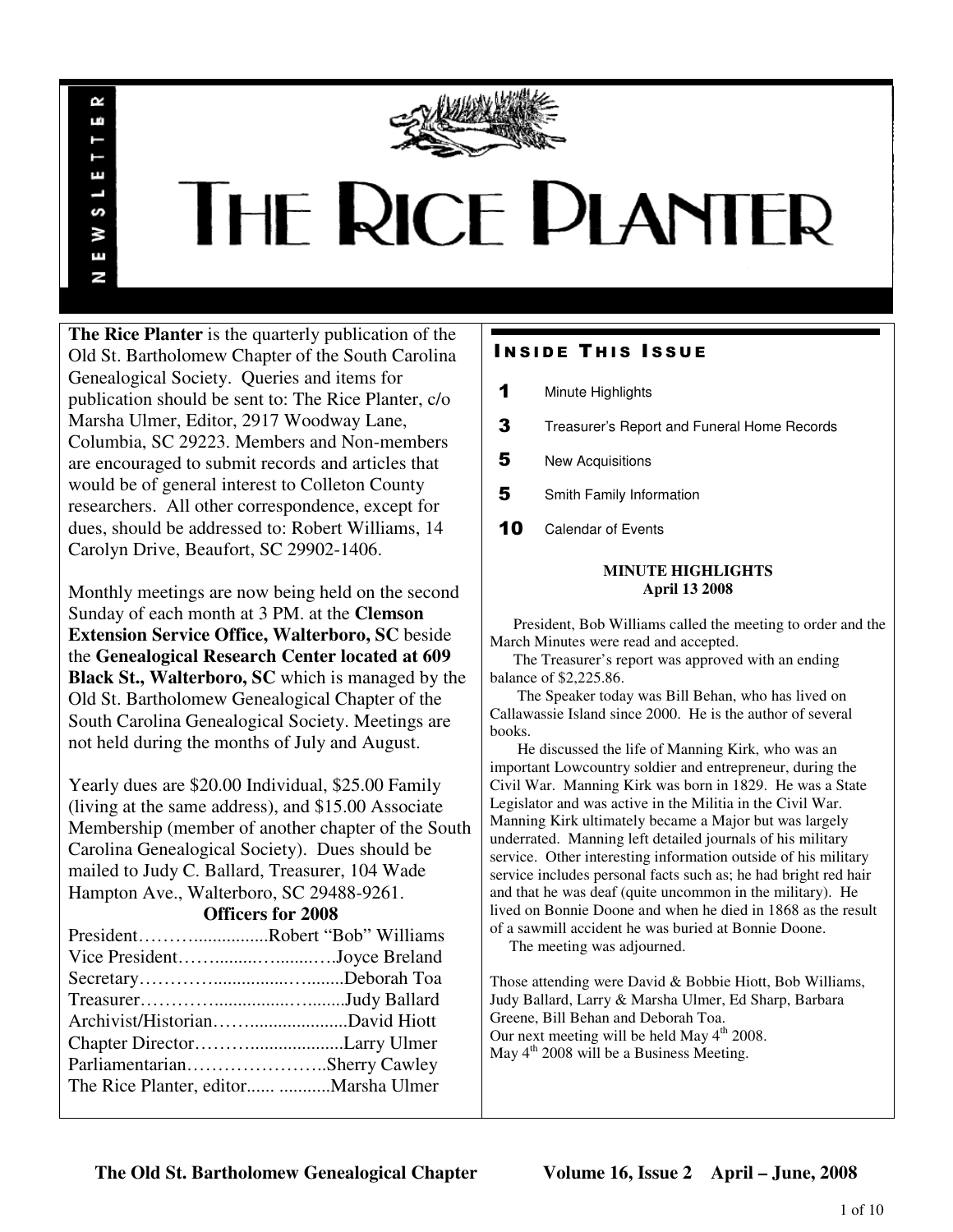# THE RICE PLANTER

NEWSLETTER

**The Rice Planter** is the quarterly publication of the Old St. Bartholomew Chapter of the South Carolina Genealogical Society. Queries and items for publication should be sent to: The Rice Planter, c/o Marsha Ulmer, Editor, 2917 Woodway Lane, Columbia, SC 29223. Members and Non-members are encouraged to submit records and articles that would be of general interest to Colleton County researchers. All other correspondence, except for dues, should be addressed to: Robert Williams, 14 Carolyn Drive, Beaufort, SC 29902-1406.

Monthly meetings are now being held on the second Sunday of each month at 3 PM. at the **Clemson Extension Service Office, Walterboro, SC** beside the **Genealogical Research Center located at 609 Black St., Walterboro, SC** which is managed by the Old St. Bartholomew Genealogical Chapter of the South Carolina Genealogical Society. Meetings are not held during the months of July and August.

Yearly dues are $20.00 Individual, $25.00 Family (living at the same address), and $15.00 Associate Membership (member of another chapter of the South Carolina Genealogical Society). Dues should be mailed to Judy C. Ballard, Treasurer, 104 Wade Hampton Ave., Walterboro, SC 29488-9261.

**Officers for 2008**

President……….................Robert "Bob" Williams
Vice President…….........…........…Joyce Breland
Secretary…………...............…........Deborah Toa
Treasurer…………...............…........Judy Ballard
Archivist/Historian……......................David Hiott
Chapter Director………....................Larry Ulmer
Parliamentarian…………………..Sherry Cawley
The Rice Planter, editor...... ...........Marsha Ulmer

## INSIDE THIS ISSUE

**1** Minute Highlights
**3** Treasurer's Report and Funeral Home Records
**5** New Acquisitions
**5** Smith Family Information
**10** Calendar of Events

### MINUTE HIGHLIGHTS
**April 13 2008**

President, Bob Williams called the meeting to order and the March Minutes were read and accepted.

The Treasurer's report was approved with an ending balance of $2,225.86.

The Speaker today was Bill Behan, who has lived on Callawassie Island since 2000. He is the author of several books.

He discussed the life of Manning Kirk, who was an important Lowcountry soldier and entrepreneur, during the Civil War. Manning Kirk was born in 1829. He was a State Legislator and was active in the Militia in the Civil War. Manning Kirk ultimately became a Major but was largely underrated. Manning left detailed journals of his military service. Other interesting information outside of his military service includes personal facts such as; he had bright red hair and that he was deaf (quite uncommon in the military). He lived on Bonnie Doone and when he died in 1868 as the result of a sawmill accident he was buried at Bonnie Doone.

The meeting was adjourned.

Those attending were David & Bobbie Hiott, Bob Williams, Judy Ballard, Larry & Marsha Ulmer, Ed Sharp, Barbara Greene, Bill Behan and Deborah Toa.
Our next meeting will be held May 4th 2008.
May 4th 2008 will be a Business Meeting.

**The Old St. Bartholomew Genealogical Chapter** **Volume 16, Issue 2 April – June, 2008**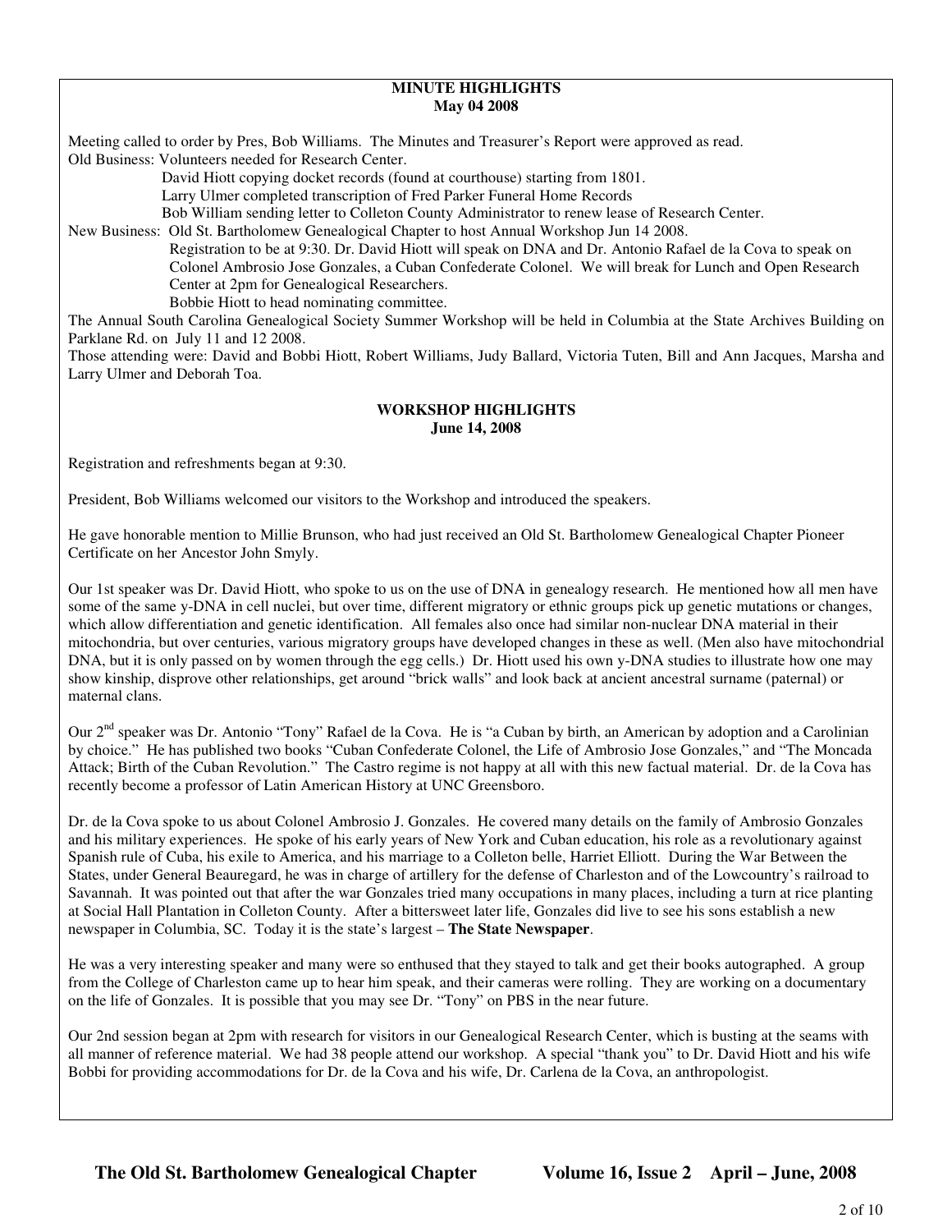## MINUTE HIGHLIGHTS
### May 04 2008

Meeting called to order by Pres, Bob Williams. The Minutes and Treasurer's Report were approved as read.

Old Business: Volunteers needed for Research Center.

David Hiott copying docket records (found at courthouse) starting from 1801.

Larry Ulmer completed transcription of Fred Parker Funeral Home Records

Bob William sending letter to Colleton County Administrator to renew lease of Research Center.

New Business: Old St. Bartholomew Genealogical Chapter to host Annual Workshop Jun 14 2008.

Registration to be at 9:30. Dr. David Hiott will speak on DNA and Dr. Antonio Rafael de la Cova to speak on Colonel Ambrosio Jose Gonzales, a Cuban Confederate Colonel. We will break for Lunch and Open Research Center at 2pm for Genealogical Researchers.

Bobbie Hiott to head nominating committee.

The Annual South Carolina Genealogical Society Summer Workshop will be held in Columbia at the State Archives Building on Parklane Rd. on July 11 and 12 2008.

Those attending were: David and Bobbi Hiott, Robert Williams, Judy Ballard, Victoria Tuten, Bill and Ann Jacques, Marsha and Larry Ulmer and Deborah Toa.

## WORKSHOP HIGHLIGHTS
### June 14, 2008

Registration and refreshments began at 9:30.

President, Bob Williams welcomed our visitors to the Workshop and introduced the speakers.

He gave honorable mention to Millie Brunson, who had just received an Old St. Bartholomew Genealogical Chapter Pioneer Certificate on her Ancestor John Smyly.

Our 1st speaker was Dr. David Hiott, who spoke to us on the use of DNA in genealogy research. He mentioned how all men have some of the same y-DNA in cell nuclei, but over time, different migratory or ethnic groups pick up genetic mutations or changes, which allow differentiation and genetic identification. All females also once had similar non-nuclear DNA material in their mitochondria, but over centuries, various migratory groups have developed changes in these as well. (Men also have mitochondrial DNA, but it is only passed on by women through the egg cells.) Dr. Hiott used his own y-DNA studies to illustrate how one may show kinship, disprove other relationships, get around "brick walls" and look back at ancient ancestral surname (paternal) or maternal clans.

Our 2nd speaker was Dr. Antonio "Tony" Rafael de la Cova. He is "a Cuban by birth, an American by adoption and a Carolinian by choice." He has published two books "Cuban Confederate Colonel, the Life of Ambrosio Jose Gonzales," and "The Moncada Attack; Birth of the Cuban Revolution." The Castro regime is not happy at all with this new factual material. Dr. de la Cova has recently become a professor of Latin American History at UNC Greensboro.

Dr. de la Cova spoke to us about Colonel Ambrosio J. Gonzales. He covered many details on the family of Ambrosio Gonzales and his military experiences. He spoke of his early years of New York and Cuban education, his role as a revolutionary against Spanish rule of Cuba, his exile to America, and his marriage to a Colleton belle, Harriet Elliott. During the War Between the States, under General Beauregard, he was in charge of artillery for the defense of Charleston and of the Lowcountry's railroad to Savannah. It was pointed out that after the war Gonzales tried many occupations in many places, including a turn at rice planting at Social Hall Plantation in Colleton County. After a bittersweet later life, Gonzales did live to see his sons establish a new newspaper in Columbia, SC. Today it is the state's largest – **The State Newspaper**.

He was a very interesting speaker and many were so enthused that they stayed to talk and get their books autographed. A group from the College of Charleston came up to hear him speak, and their cameras were rolling. They are working on a documentary on the life of Gonzales. It is possible that you may see Dr. "Tony" on PBS in the near future.

Our 2nd session began at 2pm with research for visitors in our Genealogical Research Center, which is busting at the seams with all manner of reference material. We had 38 people attend our workshop. A special "thank you" to Dr. David Hiott and his wife Bobbi for providing accommodations for Dr. de la Cova and his wife, Dr. Carlena de la Cova, an anthropologist.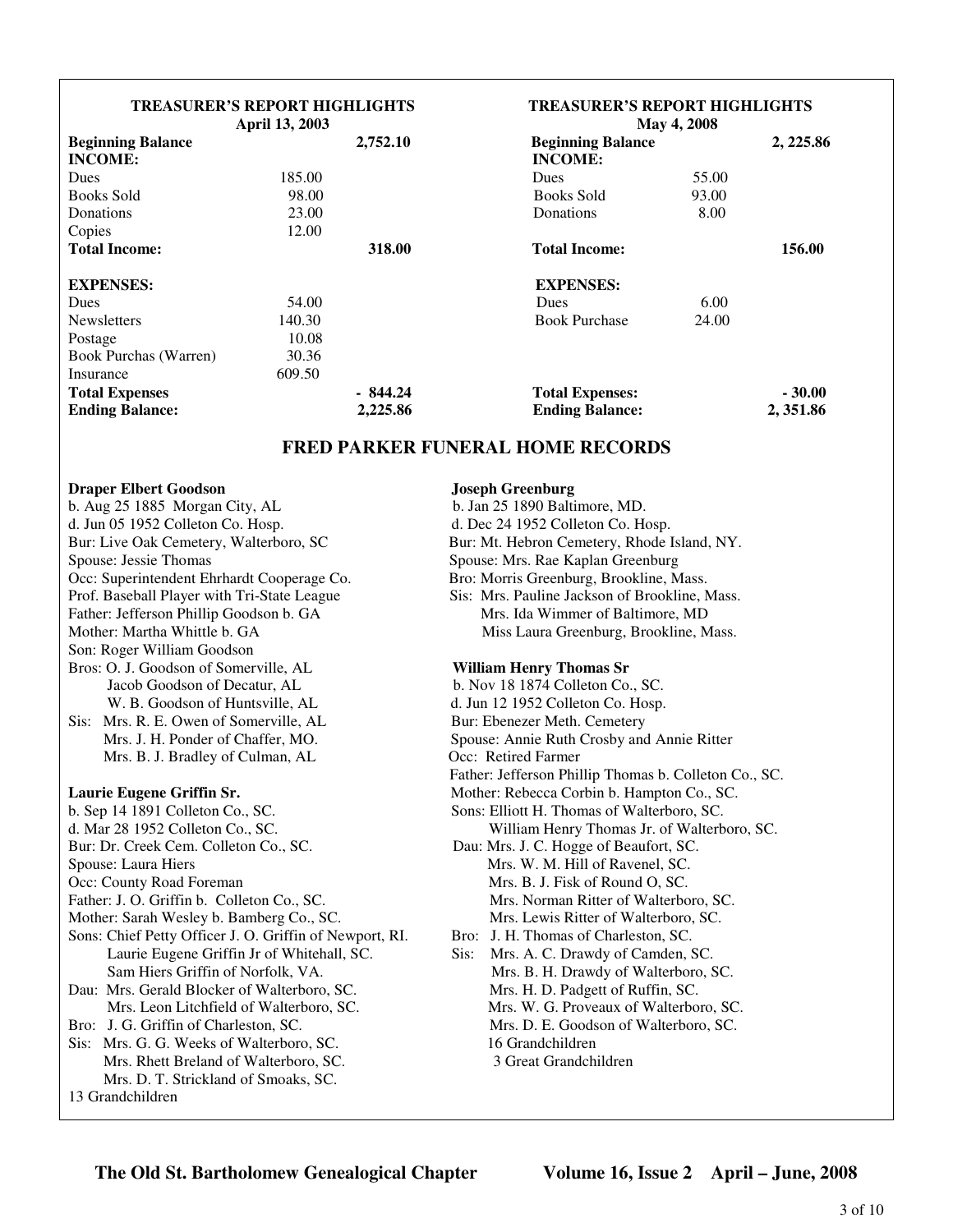## TREASURER'S REPORT HIGHLIGHTS
**April 13, 2003**

| | | |
|---|---|---|
| **Beginning Balance** | | **2,752.10** |
| **INCOME:** | | |
| Dues | 185.00 | |
| Books Sold | 98.00 | |
| Donations | 23.00 | |
| Copies | 12.00 | |
| **Total Income:** | | **318.00** |
| **EXPENSES:** | | |
| Dues | 54.00 | |
| Newsletters | 140.30 | |
| Postage | 10.08 | |
| Book Purchas (Warren) | 30.36 | |
| Insurance | 609.50 | |
| **Total Expenses** | | **- 844.24** |
| **Ending Balance:** | | **2,225.86** |

## TREASURER'S REPORT HIGHLIGHTS
**May 4, 2008**

| | | |
|---|---|---|
| **Beginning Balance** | | **2, 225.86** |
| **INCOME:** | | |
| Dues | 55.00 | |
| Books Sold | 93.00 | |
| Donations | 8.00 | |
| **Total Income:** | | **156.00** |
| **EXPENSES:** | | |
| Dues | 6.00 | |
| Book Purchase | 24.00 | |
| **Total Expenses:** | | **- 30.00** |
| **Ending Balance:** | | **2, 351.86** |

## FRED PARKER FUNERAL HOME RECORDS

**Draper Elbert Goodson**
b. Aug 25 1885 Morgan City, AL
d. Jun 05 1952 Colleton Co. Hosp.
Bur: Live Oak Cemetery, Walterboro, SC
Spouse: Jessie Thomas
Occ: Superintendent Ehrhardt Cooperage Co.
Prof. Baseball Player with Tri-State League
Father: Jefferson Phillip Goodson b. GA
Mother: Martha Whittle b. GA
Son: Roger William Goodson
Bros: O. J. Goodson of Somerville, AL
Jacob Goodson of Decatur, AL
W. B. Goodson of Huntsville, AL
Sis: Mrs. R. E. Owen of Somerville, AL
Mrs. J. H. Ponder of Chaffer, MO.
Mrs. B. J. Bradley of Culman, AL

**Laurie Eugene Griffin Sr.**
b. Sep 14 1891 Colleton Co., SC.
d. Mar 28 1952 Colleton Co., SC.
Bur: Dr. Creek Cem. Colleton Co., SC.
Spouse: Laura Hiers
Occ: County Road Foreman
Father: J. O. Griffin b. Colleton Co., SC.
Mother: Sarah Wesley b. Bamberg Co., SC.
Sons: Chief Petty Officer J. O. Griffin of Newport, RI.
Laurie Eugene Griffin Jr of Whitehall, SC.
Sam Hiers Griffin of Norfolk, VA.
Dau: Mrs. Gerald Blocker of Walterboro, SC.
Mrs. Leon Litchfield of Walterboro, SC.
Bro: J. G. Griffin of Charleston, SC.
Sis: Mrs. G. G. Weeks of Walterboro, SC.
Mrs. Rhett Breland of Walterboro, SC.
Mrs. D. T. Strickland of Smoaks, SC.
13 Grandchildren

**Joseph Greenburg**
b. Jan 25 1890 Baltimore, MD.
d. Dec 24 1952 Colleton Co. Hosp.
Bur: Mt. Hebron Cemetery, Rhode Island, NY.
Spouse: Mrs. Rae Kaplan Greenburg
Bro: Morris Greenburg, Brookline, Mass.
Sis: Mrs. Pauline Jackson of Brookline, Mass.
Mrs. Ida Wimmer of Baltimore, MD
Miss Laura Greenburg, Brookline, Mass.

**William Henry Thomas Sr**
b. Nov 18 1874 Colleton Co., SC.
d. Jun 12 1952 Colleton Co. Hosp.
Bur: Ebenezer Meth. Cemetery
Spouse: Annie Ruth Crosby and Annie Ritter
Occ: Retired Farmer
Father: Jefferson Phillip Thomas b. Colleton Co., SC.
Mother: Rebecca Corbin b. Hampton Co., SC.
Sons: Elliott H. Thomas of Walterboro, SC.
William Henry Thomas Jr. of Walterboro, SC.
Dau: Mrs. J. C. Hogge of Beaufort, SC.
Mrs. W. M. Hill of Ravenel, SC.
Mrs. B. J. Fisk of Round O, SC.
Mrs. Norman Ritter of Walterboro, SC.
Mrs. Lewis Ritter of Walterboro, SC.
Bro: J. H. Thomas of Charleston, SC.
Sis: Mrs. A. C. Drawdy of Camden, SC.
Mrs. B. H. Drawdy of Walterboro, SC.
Mrs. H. D. Padgett of Ruffin, SC.
Mrs. W. G. Proveaux of Walterboro, SC.
Mrs. D. E. Goodson of Walterboro, SC.
16 Grandchildren
3 Great Grandchildren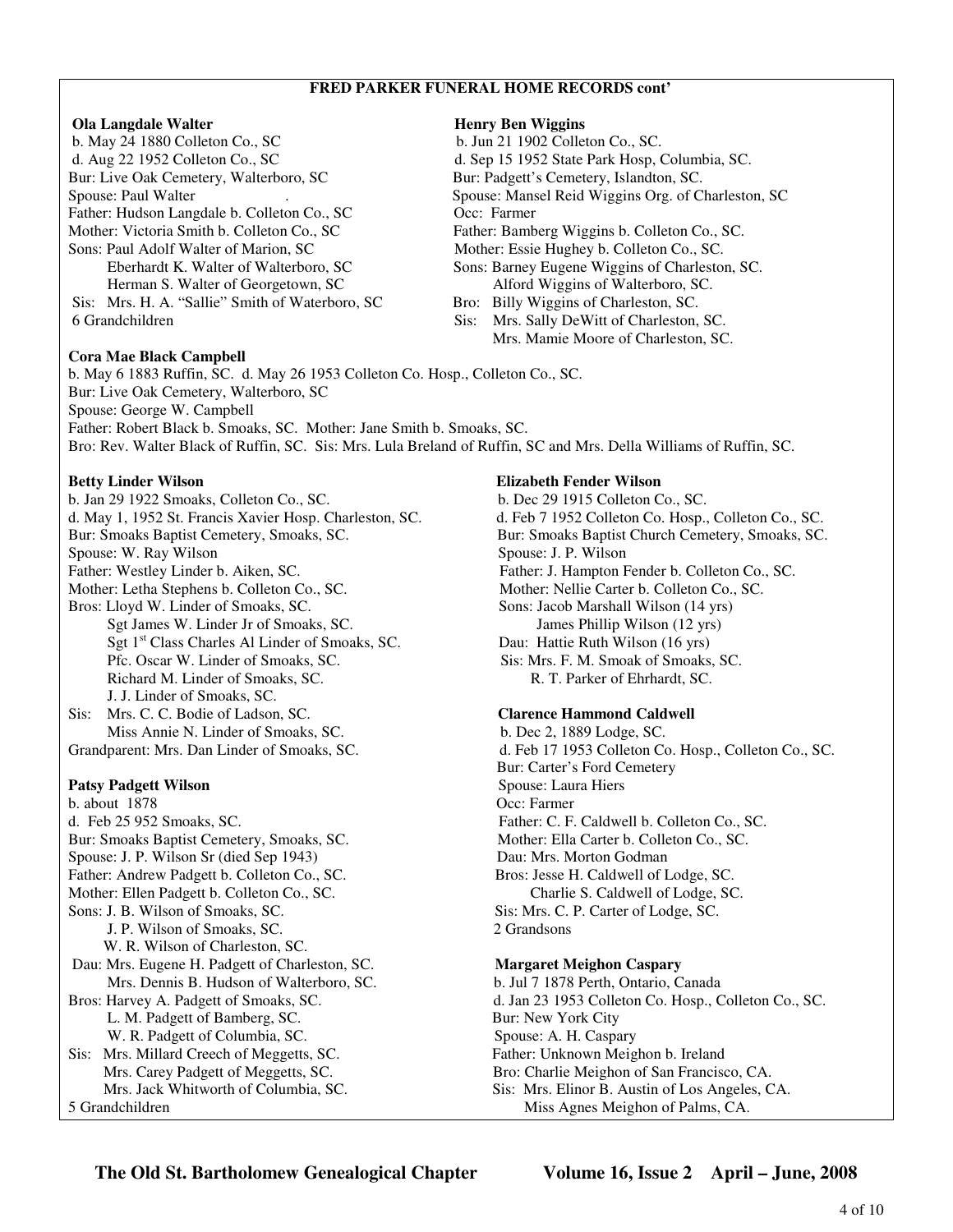## FRED PARKER FUNERAL HOME RECORDS cont'

**Ola Langdale Walter**
b. May 24 1880 Colleton Co., SC
d. Aug 22 1952 Colleton Co., SC
Bur: Live Oak Cemetery, Walterboro, SC
Spouse: Paul Walter
Father: Hudson Langdale b. Colleton Co., SC
Mother: Victoria Smith b. Colleton Co., SC
Sons: Paul Adolf Walter of Marion, SC
Eberhardt K. Walter of Walterboro, SC
Herman S. Walter of Georgetown, SC
Sis: Mrs. H. A. "Sallie" Smith of Waterboro, SC
6 Grandchildren

**Henry Ben Wiggins**
b. Jun 21 1902 Colleton Co., SC.
d. Sep 15 1952 State Park Hosp, Columbia, SC.
Bur: Padgett's Cemetery, Islandton, SC.
Spouse: Mansel Reid Wiggins Org. of Charleston, SC
Occ: Farmer
Father: Bamberg Wiggins b. Colleton Co., SC.
Mother: Essie Hughey b. Colleton Co., SC.
Sons: Barney Eugene Wiggins of Charleston, SC.
Alford Wiggins of Walterboro, SC.
Bro: Billy Wiggins of Charleston, SC.
Sis: Mrs. Sally DeWitt of Charleston, SC.
Mrs. Mamie Moore of Charleston, SC.

**Cora Mae Black Campbell**
b. May 6 1883 Ruffin, SC. d. May 26 1953 Colleton Co. Hosp., Colleton Co., SC.
Bur: Live Oak Cemetery, Walterboro, SC
Spouse: George W. Campbell
Father: Robert Black b. Smoaks, SC. Mother: Jane Smith b. Smoaks, SC.
Bro: Rev. Walter Black of Ruffin, SC. Sis: Mrs. Lula Breland of Ruffin, SC and Mrs. Della Williams of Ruffin, SC.

**Betty Linder Wilson**
b. Jan 29 1922 Smoaks, Colleton Co., SC.
d. May 1, 1952 St. Francis Xavier Hosp. Charleston, SC.
Bur: Smoaks Baptist Cemetery, Smoaks, SC.
Spouse: W. Ray Wilson
Father: Westley Linder b. Aiken, SC.
Mother: Letha Stephens b. Colleton Co., SC.
Bros: Lloyd W. Linder of Smoaks, SC.
Sgt James W. Linder Jr of Smoaks, SC.
Sgt 1st Class Charles Al Linder of Smoaks, SC.
Pfc. Oscar W. Linder of Smoaks, SC.
Richard M. Linder of Smoaks, SC.
J. J. Linder of Smoaks, SC.
Sis: Mrs. C. C. Bodie of Ladson, SC.
Miss Annie N. Linder of Smoaks, SC.
Grandparent: Mrs. Dan Linder of Smoaks, SC.

**Elizabeth Fender Wilson**
b. Dec 29 1915 Colleton Co., SC.
d. Feb 7 1952 Colleton Co. Hosp., Colleton Co., SC.
Bur: Smoaks Baptist Church Cemetery, Smoaks, SC.
Spouse: J. P. Wilson
Father: J. Hampton Fender b. Colleton Co., SC.
Mother: Nellie Carter b. Colleton Co., SC.
Sons: Jacob Marshall Wilson (14 yrs)
James Phillip Wilson (12 yrs)
Dau: Hattie Ruth Wilson (16 yrs)
Sis: Mrs. F. M. Smoak of Smoaks, SC.
R. T. Parker of Ehrhardt, SC.

**Patsy Padgett Wilson**
b. about 1878
d. Feb 25 952 Smoaks, SC.
Bur: Smoaks Baptist Cemetery, Smoaks, SC.
Spouse: J. P. Wilson Sr (died Sep 1943)
Father: Andrew Padgett b. Colleton Co., SC.
Mother: Ellen Padgett b. Colleton Co., SC.
Sons: J. B. Wilson of Smoaks, SC.
J. P. Wilson of Smoaks, SC.
W. R. Wilson of Charleston, SC.
Dau: Mrs. Eugene H. Padgett of Charleston, SC.
Mrs. Dennis B. Hudson of Walterboro, SC.
Bros: Harvey A. Padgett of Smoaks, SC.
L. M. Padgett of Bamberg, SC.
W. R. Padgett of Columbia, SC.
Sis: Mrs. Millard Creech of Meggetts, SC.
Mrs. Carey Padgett of Meggetts, SC.
Mrs. Jack Whitworth of Columbia, SC.
5 Grandchildren

**Clarence Hammond Caldwell**
b. Dec 2, 1889 Lodge, SC.
d. Feb 17 1953 Colleton Co. Hosp., Colleton Co., SC.
Bur: Carter's Ford Cemetery
Spouse: Laura Hiers
Occ: Farmer
Father: C. F. Caldwell b. Colleton Co., SC.
Mother: Ella Carter b. Colleton Co., SC.
Dau: Mrs. Morton Godman
Bros: Jesse H. Caldwell of Lodge, SC.
Charlie S. Caldwell of Lodge, SC.
Sis: Mrs. C. P. Carter of Lodge, SC.
2 Grandsons

**Margaret Meighon Caspary**
b. Jul 7 1878 Perth, Ontario, Canada
d. Jan 23 1953 Colleton Co. Hosp., Colleton Co., SC.
Bur: New York City
Spouse: A. H. Caspary
Father: Unknown Meighon b. Ireland
Bro: Charlie Meighon of San Francisco, CA.
Sis: Mrs. Elinor B. Austin of Los Angeles, CA.
Miss Agnes Meighon of Palms, CA.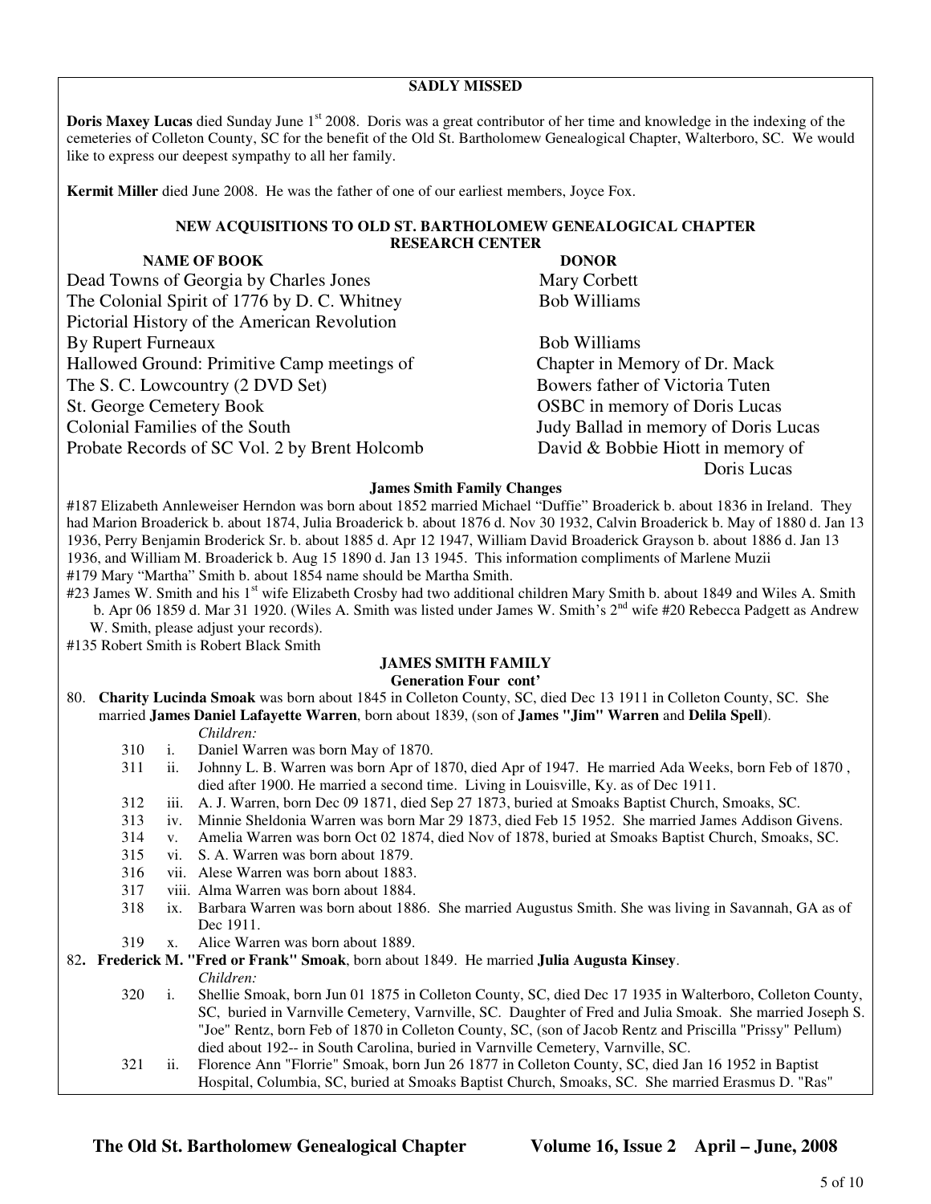## SADLY MISSED

**Doris Maxey Lucas** died Sunday June 1st 2008. Doris was a great contributor of her time and knowledge in the indexing of the cemeteries of Colleton County, SC for the benefit of the Old St. Bartholomew Genealogical Chapter, Walterboro, SC. We would like to express our deepest sympathy to all her family.

**Kermit Miller** died June 2008. He was the father of one of our earliest members, Joyce Fox.

## NEW ACQUISITIONS TO OLD ST. BARTHOLOMEW GENEALOGICAL CHAPTER RESEARCH CENTER

| NAME OF BOOK | DONOR |
|---|---|
| Dead Towns of Georgia by Charles Jones | Mary Corbett |
| The Colonial Spirit of 1776 by D. C. Whitney | Bob Williams |
| Pictorial History of the American Revolution By Rupert Furneaux | Bob Williams |
| Hallowed Ground: Primitive Camp meetings of The S. C. Lowcountry (2 DVD Set) | Chapter in Memory of Dr. Mack Bowers father of Victoria Tuten |
| St. George Cemetery Book | OSBC in memory of Doris Lucas |
| Colonial Families of the South | Judy Ballad in memory of Doris Lucas |
| Probate Records of SC Vol. 2 by Brent Holcomb | David & Bobbie Hiott in memory of Doris Lucas |

## James Smith Family Changes

#187 Elizabeth Annleweiser Herndon was born about 1852 married Michael "Duffie" Broaderick b. about 1836 in Ireland. They had Marion Broaderick b. about 1874, Julia Broaderick b. about 1876 d. Nov 30 1932, Calvin Broaderick b. May of 1880 d. Jan 13 1936, Perry Benjamin Broderick Sr. b. about 1885 d. Apr 12 1947, William David Broaderick Grayson b. about 1886 d. Jan 13 1936, and William M. Broaderick b. Aug 15 1890 d. Jan 13 1945. This information compliments of Marlene Muzii

#179 Mary "Martha" Smith b. about 1854 name should be Martha Smith.

#23 James W. Smith and his 1st wife Elizabeth Crosby had two additional children Mary Smith b. about 1849 and Wiles A. Smith b. Apr 06 1859 d. Mar 31 1920. (Wiles A. Smith was listed under James W. Smith's 2nd wife #20 Rebecca Padgett as Andrew W. Smith, please adjust your records).

#135 Robert Smith is Robert Black Smith

## JAMES SMITH FAMILY

### Generation Four cont'

80. **Charity Lucinda Smoak** was born about 1845 in Colleton County, SC, died Dec 13 1911 in Colleton County, SC. She married **James Daniel Lafayette Warren**, born about 1839, (son of **James "Jim" Warren** and **Delila Spell**).

*Children:*

- 310 i. Daniel Warren was born May of 1870.
- 311 ii. Johnny L. B. Warren was born Apr of 1870, died Apr of 1947. He married Ada Weeks, born Feb of 1870 , died after 1900. He married a second time. Living in Louisville, Ky. as of Dec 1911.
- 312 iii. A. J. Warren, born Dec 09 1871, died Sep 27 1873, buried at Smoaks Baptist Church, Smoaks, SC.
- 313 iv. Minnie Sheldonia Warren was born Mar 29 1873, died Feb 15 1952. She married James Addison Givens.
- 314 v. Amelia Warren was born Oct 02 1874, died Nov of 1878, buried at Smoaks Baptist Church, Smoaks, SC.
- 315 vi. S. A. Warren was born about 1879.
- 316 vii. Alese Warren was born about 1883.
- 317 viii. Alma Warren was born about 1884.
- 318 ix. Barbara Warren was born about 1886. She married Augustus Smith. She was living in Savannah, GA as of Dec 1911.
- 319 x. Alice Warren was born about 1889.

82. **Frederick M. "Fred or Frank" Smoak**, born about 1849. He married **Julia Augusta Kinsey**.

*Children:*

- 320 i. Shellie Smoak, born Jun 01 1875 in Colleton County, SC, died Dec 17 1935 in Walterboro, Colleton County, SC, buried in Varnville Cemetery, Varnville, SC. Daughter of Fred and Julia Smoak. She married Joseph S. "Joe" Rentz, born Feb of 1870 in Colleton County, SC, (son of Jacob Rentz and Priscilla "Prissy" Pellum) died about 192-- in South Carolina, buried in Varnville Cemetery, Varnville, SC.
- 321 ii. Florence Ann "Florrie" Smoak, born Jun 26 1877 in Colleton County, SC, died Jan 16 1952 in Baptist Hospital, Columbia, SC, buried at Smoaks Baptist Church, Smoaks, SC. She married Erasmus D. "Ras"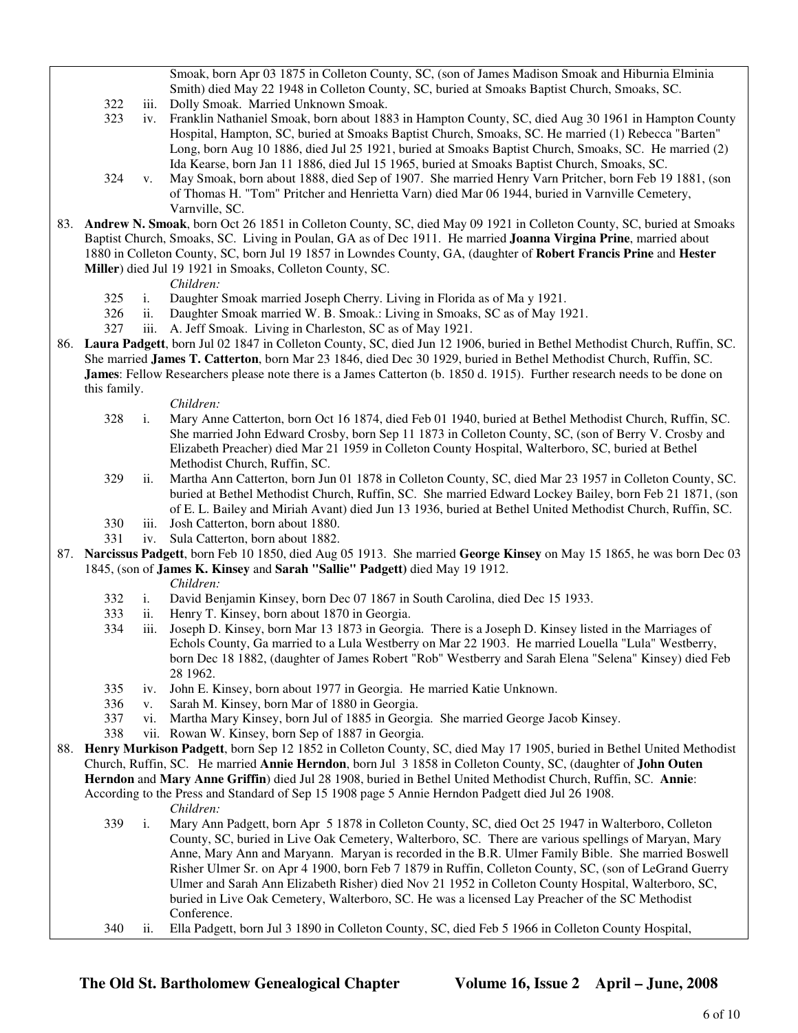Smoak, born Apr 03 1875 in Colleton County, SC, (son of James Madison Smoak and Hiburnia Elminia Smith) died May 22 1948 in Colleton County, SC, buried at Smoaks Baptist Church, Smoaks, SC.

- 322 iii. Dolly Smoak. Married Unknown Smoak.
- 323 iv. Franklin Nathaniel Smoak, born about 1883 in Hampton County, SC, died Aug 30 1961 in Hampton County Hospital, Hampton, SC, buried at Smoaks Baptist Church, Smoaks, SC. He married (1) Rebecca "Barten" Long, born Aug 10 1886, died Jul 25 1921, buried at Smoaks Baptist Church, Smoaks, SC. He married (2) Ida Kearse, born Jan 11 1886, died Jul 15 1965, buried at Smoaks Baptist Church, Smoaks, SC.
- 324 v. May Smoak, born about 1888, died Sep of 1907. She married Henry Varn Pritcher, born Feb 19 1881, (son of Thomas H. "Tom" Pritcher and Henrietta Varn) died Mar 06 1944, buried in Varnville Cemetery, Varnville, SC.

83. **Andrew N. Smoak**, born Oct 26 1851 in Colleton County, SC, died May 09 1921 in Colleton County, SC, buried at Smoaks Baptist Church, Smoaks, SC. Living in Poulan, GA as of Dec 1911. He married **Joanna Virgina Prine**, married about 1880 in Colleton County, SC, born Jul 19 1857 in Lowndes County, GA, (daughter of **Robert Francis Prine** and **Hester Miller**) died Jul 19 1921 in Smoaks, Colleton County, SC.

*Children:*

- 325 i. Daughter Smoak married Joseph Cherry. Living in Florida as of Ma y 1921.
- 326 ii. Daughter Smoak married W. B. Smoak.: Living in Smoaks, SC as of May 1921.
- 327 iii. A. Jeff Smoak. Living in Charleston, SC as of May 1921.

86. **Laura Padgett**, born Jul 02 1847 in Colleton County, SC, died Jun 12 1906, buried in Bethel Methodist Church, Ruffin, SC. She married **James T. Catterton**, born Mar 23 1846, died Dec 30 1929, buried in Bethel Methodist Church, Ruffin, SC. **James**: Fellow Researchers please note there is a James Catterton (b. 1850 d. 1915). Further research needs to be done on this family.

*Children:*

- 328 i. Mary Anne Catterton, born Oct 16 1874, died Feb 01 1940, buried at Bethel Methodist Church, Ruffin, SC. She married John Edward Crosby, born Sep 11 1873 in Colleton County, SC, (son of Berry V. Crosby and Elizabeth Preacher) died Mar 21 1959 in Colleton County Hospital, Walterboro, SC, buried at Bethel Methodist Church, Ruffin, SC.
- 329 ii. Martha Ann Catterton, born Jun 01 1878 in Colleton County, SC, died Mar 23 1957 in Colleton County, SC. buried at Bethel Methodist Church, Ruffin, SC. She married Edward Lockey Bailey, born Feb 21 1871, (son of E. L. Bailey and Miriah Avant) died Jun 13 1936, buried at Bethel United Methodist Church, Ruffin, SC.
- 330 iii. Josh Catterton, born about 1880.
- 331 iv. Sula Catterton, born about 1882.

87. **Narcissus Padgett**, born Feb 10 1850, died Aug 05 1913. She married **George Kinsey** on May 15 1865, he was born Dec 03 1845, (son of **James K. Kinsey** and **Sarah "Sallie" Padgett)** died May 19 1912.

*Children:*

- 332 i. David Benjamin Kinsey, born Dec 07 1867 in South Carolina, died Dec 15 1933.
- 333 ii. Henry T. Kinsey, born about 1870 in Georgia.
- 334 iii. Joseph D. Kinsey, born Mar 13 1873 in Georgia. There is a Joseph D. Kinsey listed in the Marriages of Echols County, Ga married to a Lula Westberry on Mar 22 1903. He married Louella "Lula" Westberry, born Dec 18 1882, (daughter of James Robert "Rob" Westberry and Sarah Elena "Selena" Kinsey) died Feb 28 1962.
- 335 iv. John E. Kinsey, born about 1977 in Georgia. He married Katie Unknown.
- 336 v. Sarah M. Kinsey, born Mar of 1880 in Georgia.
- 337 vi. Martha Mary Kinsey, born Jul of 1885 in Georgia. She married George Jacob Kinsey.
- 338 vii. Rowan W. Kinsey, born Sep of 1887 in Georgia.

88. **Henry Murkison Padgett**, born Sep 12 1852 in Colleton County, SC, died May 17 1905, buried in Bethel United Methodist Church, Ruffin, SC. He married **Annie Herndon**, born Jul 3 1858 in Colleton County, SC, (daughter of **John Outen Herndon** and **Mary Anne Griffin**) died Jul 28 1908, buried in Bethel United Methodist Church, Ruffin, SC. **Annie**: According to the Press and Standard of Sep 15 1908 page 5 Annie Herndon Padgett died Jul 26 1908.

*Children:*

- 339 i. Mary Ann Padgett, born Apr 5 1878 in Colleton County, SC, died Oct 25 1947 in Walterboro, Colleton County, SC, buried in Live Oak Cemetery, Walterboro, SC. There are various spellings of Maryan, Mary Anne, Mary Ann and Maryann. Maryan is recorded in the B.R. Ulmer Family Bible. She married Boswell Risher Ulmer Sr. on Apr 4 1900, born Feb 7 1879 in Ruffin, Colleton County, SC, (son of LeGrand Guerry Ulmer and Sarah Ann Elizabeth Risher) died Nov 21 1952 in Colleton County Hospital, Walterboro, SC, buried in Live Oak Cemetery, Walterboro, SC. He was a licensed Lay Preacher of the SC Methodist Conference.
- 340 ii. Ella Padgett, born Jul 3 1890 in Colleton County, SC, died Feb 5 1966 in Colleton County Hospital,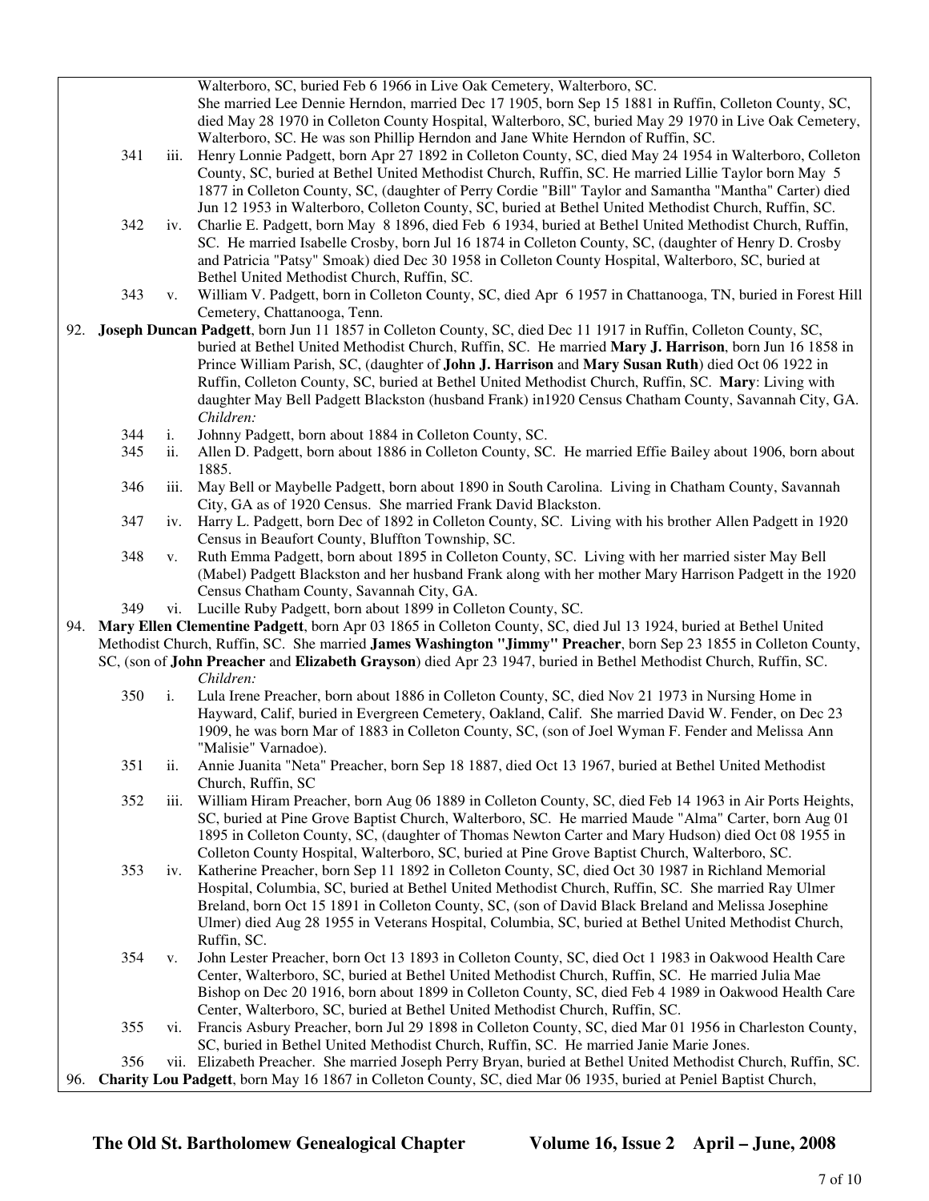Walterboro, SC, buried Feb 6 1966 in Live Oak Cemetery, Walterboro, SC.
She married Lee Dennie Herndon, married Dec 17 1905, born Sep 15 1881 in Ruffin, Colleton County, SC, died May 28 1970 in Colleton County Hospital, Walterboro, SC, buried May 29 1970 in Live Oak Cemetery, Walterboro, SC. He was son Phillip Herndon and Jane White Herndon of Ruffin, SC.

341 iii. Henry Lonnie Padgett, born Apr 27 1892 in Colleton County, SC, died May 24 1954 in Walterboro, Colleton County, SC, buried at Bethel United Methodist Church, Ruffin, SC. He married Lillie Taylor born May 5 1877 in Colleton County, SC, (daughter of Perry Cordie "Bill" Taylor and Samantha "Mantha" Carter) died Jun 12 1953 in Walterboro, Colleton County, SC, buried at Bethel United Methodist Church, Ruffin, SC.

342 iv. Charlie E. Padgett, born May 8 1896, died Feb 6 1934, buried at Bethel United Methodist Church, Ruffin, SC. He married Isabelle Crosby, born Jul 16 1874 in Colleton County, SC, (daughter of Henry D. Crosby and Patricia "Patsy" Smoak) died Dec 30 1958 in Colleton County Hospital, Walterboro, SC, buried at Bethel United Methodist Church, Ruffin, SC.

343 v. William V. Padgett, born in Colleton County, SC, died Apr 6 1957 in Chattanooga, TN, buried in Forest Hill Cemetery, Chattanooga, Tenn.

92. **Joseph Duncan Padgett**, born Jun 11 1857 in Colleton County, SC, died Dec 11 1917 in Ruffin, Colleton County, SC, buried at Bethel United Methodist Church, Ruffin, SC. He married **Mary J. Harrison**, born Jun 16 1858 in Prince William Parish, SC, (daughter of **John J. Harrison** and **Mary Susan Ruth**) died Oct 06 1922 in Ruffin, Colleton County, SC, buried at Bethel United Methodist Church, Ruffin, SC. **Mary**: Living with daughter May Bell Padgett Blackston (husband Frank) in1920 Census Chatham County, Savannah City, GA.

*Children:*

344 i. Johnny Padgett, born about 1884 in Colleton County, SC.

345 ii. Allen D. Padgett, born about 1886 in Colleton County, SC. He married Effie Bailey about 1906, born about 1885.

346 iii. May Bell or Maybelle Padgett, born about 1890 in South Carolina. Living in Chatham County, Savannah City, GA as of 1920 Census. She married Frank David Blackston.

347 iv. Harry L. Padgett, born Dec of 1892 in Colleton County, SC. Living with his brother Allen Padgett in 1920 Census in Beaufort County, Bluffton Township, SC.

348 v. Ruth Emma Padgett, born about 1895 in Colleton County, SC. Living with her married sister May Bell (Mabel) Padgett Blackston and her husband Frank along with her mother Mary Harrison Padgett in the 1920 Census Chatham County, Savannah City, GA.

349 vi. Lucille Ruby Padgett, born about 1899 in Colleton County, SC.

94. **Mary Ellen Clementine Padgett**, born Apr 03 1865 in Colleton County, SC, died Jul 13 1924, buried at Bethel United Methodist Church, Ruffin, SC. She married **James Washington "Jimmy" Preacher**, born Sep 23 1855 in Colleton County, SC, (son of **John Preacher** and **Elizabeth Grayson**) died Apr 23 1947, buried in Bethel Methodist Church, Ruffin, SC.

*Children:*

350 i. Lula Irene Preacher, born about 1886 in Colleton County, SC, died Nov 21 1973 in Nursing Home in Hayward, Calif, buried in Evergreen Cemetery, Oakland, Calif. She married David W. Fender, on Dec 23 1909, he was born Mar of 1883 in Colleton County, SC, (son of Joel Wyman F. Fender and Melissa Ann "Malisie" Varnadoe).

351 ii. Annie Juanita "Neta" Preacher, born Sep 18 1887, died Oct 13 1967, buried at Bethel United Methodist Church, Ruffin, SC

352 iii. William Hiram Preacher, born Aug 06 1889 in Colleton County, SC, died Feb 14 1963 in Air Ports Heights, SC, buried at Pine Grove Baptist Church, Walterboro, SC. He married Maude "Alma" Carter, born Aug 01 1895 in Colleton County, SC, (daughter of Thomas Newton Carter and Mary Hudson) died Oct 08 1955 in Colleton County Hospital, Walterboro, SC, buried at Pine Grove Baptist Church, Walterboro, SC.

353 iv. Katherine Preacher, born Sep 11 1892 in Colleton County, SC, died Oct 30 1987 in Richland Memorial Hospital, Columbia, SC, buried at Bethel United Methodist Church, Ruffin, SC. She married Ray Ulmer Breland, born Oct 15 1891 in Colleton County, SC, (son of David Black Breland and Melissa Josephine Ulmer) died Aug 28 1955 in Veterans Hospital, Columbia, SC, buried at Bethel United Methodist Church, Ruffin, SC.

354 v. John Lester Preacher, born Oct 13 1893 in Colleton County, SC, died Oct 1 1983 in Oakwood Health Care Center, Walterboro, SC, buried at Bethel United Methodist Church, Ruffin, SC. He married Julia Mae Bishop on Dec 20 1916, born about 1899 in Colleton County, SC, died Feb 4 1989 in Oakwood Health Care Center, Walterboro, SC, buried at Bethel United Methodist Church, Ruffin, SC.

355 vi. Francis Asbury Preacher, born Jul 29 1898 in Colleton County, SC, died Mar 01 1956 in Charleston County, SC, buried in Bethel United Methodist Church, Ruffin, SC. He married Janie Marie Jones.

356 vii. Elizabeth Preacher. She married Joseph Perry Bryan, buried at Bethel United Methodist Church, Ruffin, SC.

96. **Charity Lou Padgett**, born May 16 1867 in Colleton County, SC, died Mar 06 1935, buried at Peniel Baptist Church,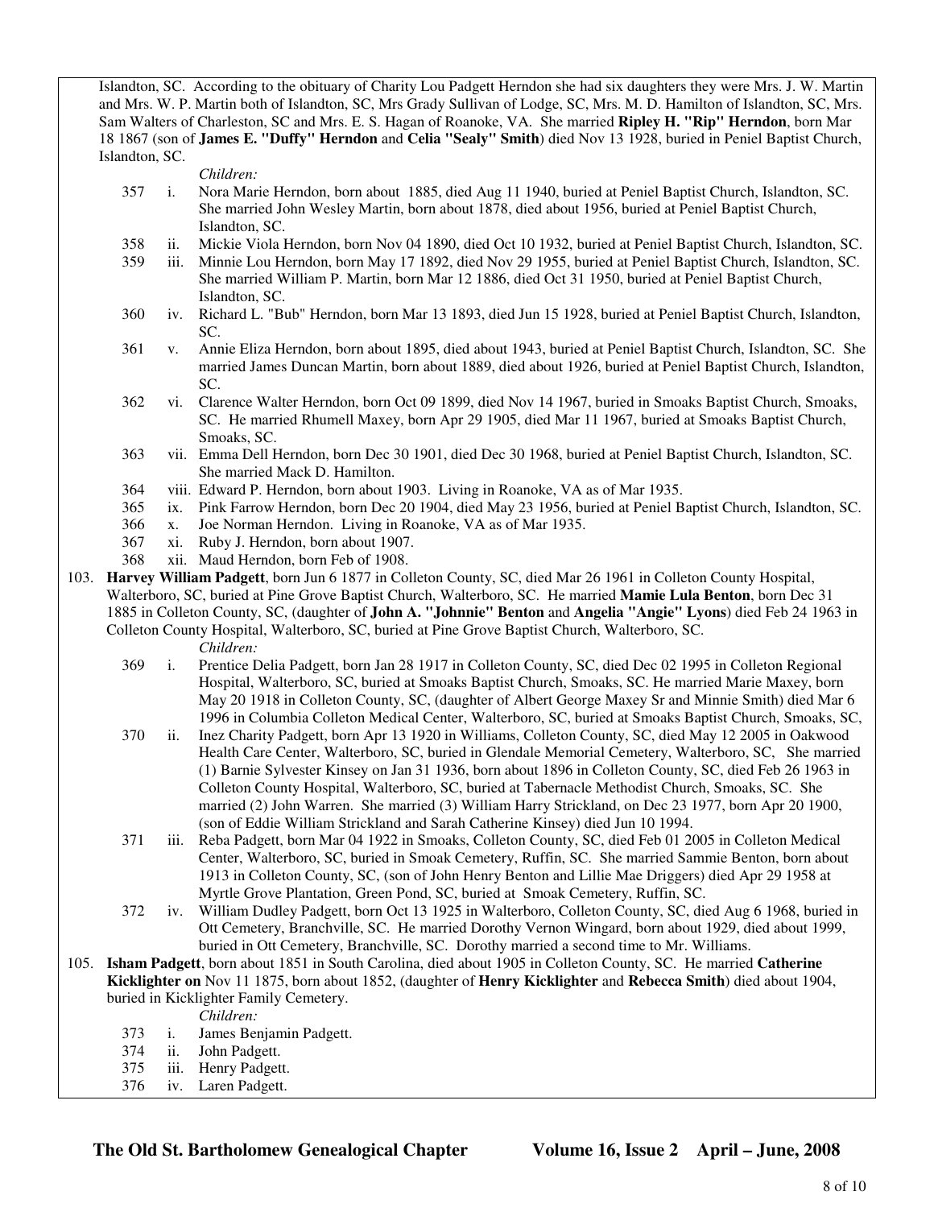Islandton, SC. According to the obituary of Charity Lou Padgett Herndon she had six daughters they were Mrs. J. W. Martin and Mrs. W. P. Martin both of Islandton, SC, Mrs Grady Sullivan of Lodge, SC, Mrs. M. D. Hamilton of Islandton, SC, Mrs. Sam Walters of Charleston, SC and Mrs. E. S. Hagan of Roanoke, VA. She married **Ripley H. "Rip" Herndon**, born Mar 18 1867 (son of **James E. "Duffy" Herndon** and **Celia "Sealy" Smith**) died Nov 13 1928, buried in Peniel Baptist Church, Islandton, SC.

*Children:*

- 357 i. Nora Marie Herndon, born about 1885, died Aug 11 1940, buried at Peniel Baptist Church, Islandton, SC. She married John Wesley Martin, born about 1878, died about 1956, buried at Peniel Baptist Church, Islandton, SC.
- 358 ii. Mickie Viola Herndon, born Nov 04 1890, died Oct 10 1932, buried at Peniel Baptist Church, Islandton, SC.
- 359 iii. Minnie Lou Herndon, born May 17 1892, died Nov 29 1955, buried at Peniel Baptist Church, Islandton, SC. She married William P. Martin, born Mar 12 1886, died Oct 31 1950, buried at Peniel Baptist Church, Islandton, SC.
- 360 iv. Richard L. "Bub" Herndon, born Mar 13 1893, died Jun 15 1928, buried at Peniel Baptist Church, Islandton, SC.
- 361 v. Annie Eliza Herndon, born about 1895, died about 1943, buried at Peniel Baptist Church, Islandton, SC. She married James Duncan Martin, born about 1889, died about 1926, buried at Peniel Baptist Church, Islandton, SC.
- 362 vi. Clarence Walter Herndon, born Oct 09 1899, died Nov 14 1967, buried in Smoaks Baptist Church, Smoaks, SC. He married Rhumell Maxey, born Apr 29 1905, died Mar 11 1967, buried at Smoaks Baptist Church, Smoaks, SC.
- 363 vii. Emma Dell Herndon, born Dec 30 1901, died Dec 30 1968, buried at Peniel Baptist Church, Islandton, SC. She married Mack D. Hamilton.
- 364 viii. Edward P. Herndon, born about 1903. Living in Roanoke, VA as of Mar 1935.
- 365 ix. Pink Farrow Herndon, born Dec 20 1904, died May 23 1956, buried at Peniel Baptist Church, Islandton, SC.
- 366 x. Joe Norman Herndon. Living in Roanoke, VA as of Mar 1935.
- 367 xi. Ruby J. Herndon, born about 1907.
- 368 xii. Maud Herndon, born Feb of 1908.

103. **Harvey William Padgett**, born Jun 6 1877 in Colleton County, SC, died Mar 26 1961 in Colleton County Hospital, Walterboro, SC, buried at Pine Grove Baptist Church, Walterboro, SC. He married **Mamie Lula Benton**, born Dec 31 1885 in Colleton County, SC, (daughter of **John A. "Johnnie" Benton** and **Angelia "Angie" Lyons**) died Feb 24 1963 in Colleton County Hospital, Walterboro, SC, buried at Pine Grove Baptist Church, Walterboro, SC.

*Children:*

- 369 i. Prentice Delia Padgett, born Jan 28 1917 in Colleton County, SC, died Dec 02 1995 in Colleton Regional Hospital, Walterboro, SC, buried at Smoaks Baptist Church, Smoaks, SC. He married Marie Maxey, born May 20 1918 in Colleton County, SC, (daughter of Albert George Maxey Sr and Minnie Smith) died Mar 6 1996 in Columbia Colleton Medical Center, Walterboro, SC, buried at Smoaks Baptist Church, Smoaks, SC,
- 370 ii. Inez Charity Padgett, born Apr 13 1920 in Williams, Colleton County, SC, died May 12 2005 in Oakwood Health Care Center, Walterboro, SC, buried in Glendale Memorial Cemetery, Walterboro, SC, She married (1) Barnie Sylvester Kinsey on Jan 31 1936, born about 1896 in Colleton County, SC, died Feb 26 1963 in Colleton County Hospital, Walterboro, SC, buried at Tabernacle Methodist Church, Smoaks, SC. She married (2) John Warren. She married (3) William Harry Strickland, on Dec 23 1977, born Apr 20 1900, (son of Eddie William Strickland and Sarah Catherine Kinsey) died Jun 10 1994.
- 371 iii. Reba Padgett, born Mar 04 1922 in Smoaks, Colleton County, SC, died Feb 01 2005 in Colleton Medical Center, Walterboro, SC, buried in Smoak Cemetery, Ruffin, SC. She married Sammie Benton, born about 1913 in Colleton County, SC, (son of John Henry Benton and Lillie Mae Driggers) died Apr 29 1958 at Myrtle Grove Plantation, Green Pond, SC, buried at Smoak Cemetery, Ruffin, SC.
- 372 iv. William Dudley Padgett, born Oct 13 1925 in Walterboro, Colleton County, SC, died Aug 6 1968, buried in Ott Cemetery, Branchville, SC. He married Dorothy Vernon Wingard, born about 1929, died about 1999, buried in Ott Cemetery, Branchville, SC. Dorothy married a second time to Mr. Williams.

105. **Isham Padgett**, born about 1851 in South Carolina, died about 1905 in Colleton County, SC. He married **Catherine Kicklighter on** Nov 11 1875, born about 1852, (daughter of **Henry Kicklighter** and **Rebecca Smith**) died about 1904, buried in Kicklighter Family Cemetery.

*Children:*

- 373 i. James Benjamin Padgett.
- 374 ii. John Padgett.
- 375 iii. Henry Padgett.
- 376 iv. Laren Padgett.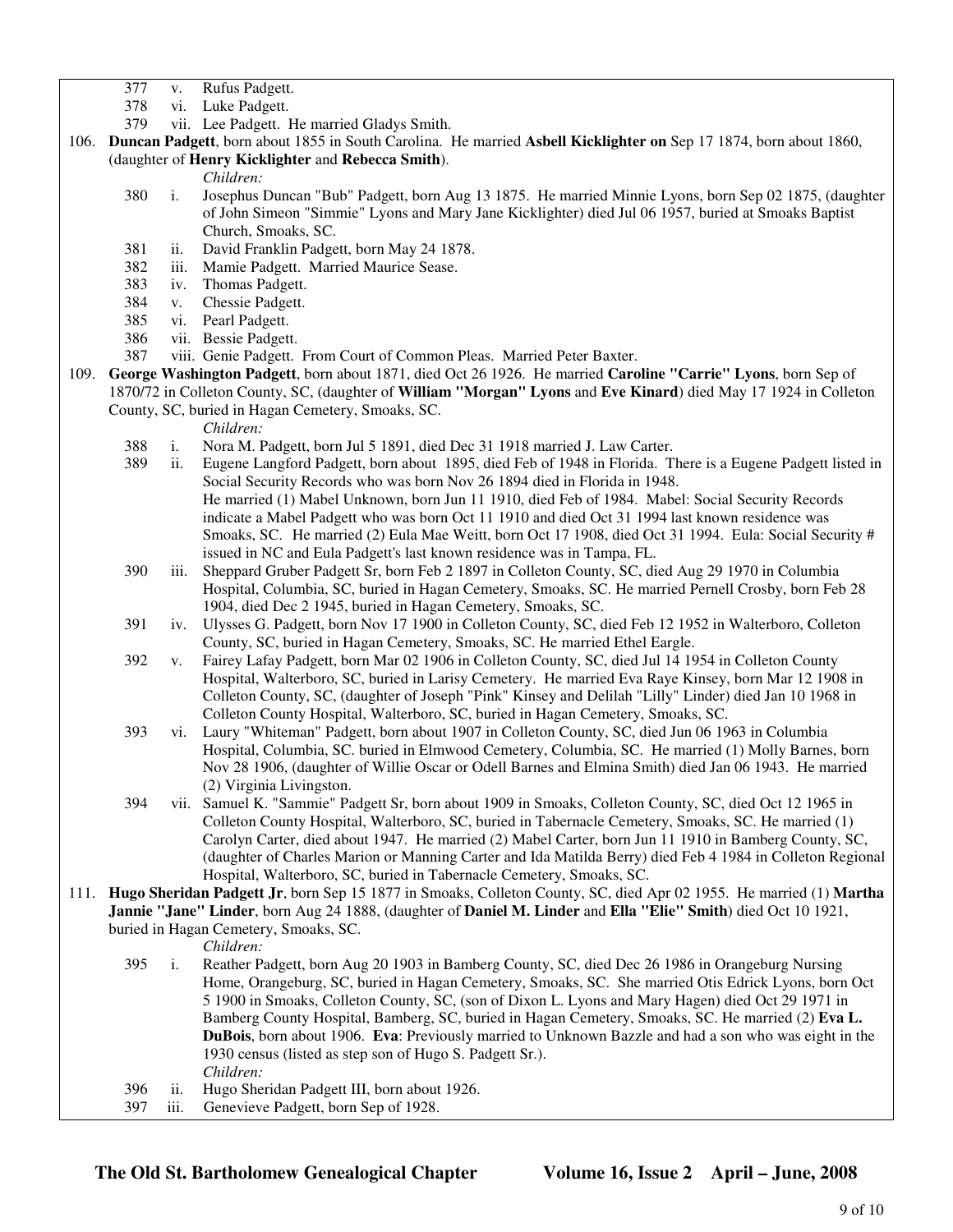377 v. Rufus Padgett.

378 vi. Luke Padgett.

379 vii. Lee Padgett. He married Gladys Smith.

106. **Duncan Padgett**, born about 1855 in South Carolina. He married **Asbell Kicklighter on** Sep 17 1874, born about 1860, (daughter of **Henry Kicklighter** and **Rebecca Smith**).

*Children:*

380 i. Josephus Duncan "Bub" Padgett, born Aug 13 1875. He married Minnie Lyons, born Sep 02 1875, (daughter of John Simeon "Simmie" Lyons and Mary Jane Kicklighter) died Jul 06 1957, buried at Smoaks Baptist Church, Smoaks, SC.

381 ii. David Franklin Padgett, born May 24 1878.

382 iii. Mamie Padgett. Married Maurice Sease.

383 iv. Thomas Padgett.

384 v. Chessie Padgett.

385 vi. Pearl Padgett.

386 vii. Bessie Padgett.

387 viii. Genie Padgett. From Court of Common Pleas. Married Peter Baxter.

109. **George Washington Padgett**, born about 1871, died Oct 26 1926. He married **Caroline "Carrie" Lyons**, born Sep of 1870/72 in Colleton County, SC, (daughter of **William "Morgan" Lyons** and **Eve Kinard**) died May 17 1924 in Colleton County, SC, buried in Hagan Cemetery, Smoaks, SC.

*Children:*

388 i. Nora M. Padgett, born Jul 5 1891, died Dec 31 1918 married J. Law Carter.

389 ii. Eugene Langford Padgett, born about 1895, died Feb of 1948 in Florida. There is a Eugene Padgett listed in Social Security Records who was born Nov 26 1894 died in Florida in 1948.
He married (1) Mabel Unknown, born Jun 11 1910, died Feb of 1984. Mabel: Social Security Records indicate a Mabel Padgett who was born Oct 11 1910 and died Oct 31 1994 last known residence was Smoaks, SC. He married (2) Eula Mae Weitt, born Oct 17 1908, died Oct 31 1994. Eula: Social Security # issued in NC and Eula Padgett's last known residence was in Tampa, FL.

390 iii. Sheppard Gruber Padgett Sr, born Feb 2 1897 in Colleton County, SC, died Aug 29 1970 in Columbia Hospital, Columbia, SC, buried in Hagan Cemetery, Smoaks, SC. He married Pernell Crosby, born Feb 28 1904, died Dec 2 1945, buried in Hagan Cemetery, Smoaks, SC.

391 iv. Ulysses G. Padgett, born Nov 17 1900 in Colleton County, SC, died Feb 12 1952 in Walterboro, Colleton County, SC, buried in Hagan Cemetery, Smoaks, SC. He married Ethel Eargle.

392 v. Fairey Lafay Padgett, born Mar 02 1906 in Colleton County, SC, died Jul 14 1954 in Colleton County Hospital, Walterboro, SC, buried in Larisy Cemetery. He married Eva Raye Kinsey, born Mar 12 1908 in Colleton County, SC, (daughter of Joseph "Pink" Kinsey and Delilah "Lilly" Linder) died Jan 10 1968 in Colleton County Hospital, Walterboro, SC, buried in Hagan Cemetery, Smoaks, SC.

393 vi. Laury "Whiteman" Padgett, born about 1907 in Colleton County, SC, died Jun 06 1963 in Columbia Hospital, Columbia, SC. buried in Elmwood Cemetery, Columbia, SC. He married (1) Molly Barnes, born Nov 28 1906, (daughter of Willie Oscar or Odell Barnes and Elmina Smith) died Jan 06 1943. He married (2) Virginia Livingston.

394 vii. Samuel K. "Sammie" Padgett Sr, born about 1909 in Smoaks, Colleton County, SC, died Oct 12 1965 in Colleton County Hospital, Walterboro, SC, buried in Tabernacle Cemetery, Smoaks, SC. He married (1) Carolyn Carter, died about 1947. He married (2) Mabel Carter, born Jun 11 1910 in Bamberg County, SC, (daughter of Charles Marion or Manning Carter and Ida Matilda Berry) died Feb 4 1984 in Colleton Regional Hospital, Walterboro, SC, buried in Tabernacle Cemetery, Smoaks, SC.

111. **Hugo Sheridan Padgett Jr**, born Sep 15 1877 in Smoaks, Colleton County, SC, died Apr 02 1955. He married (1) **Martha Jannie "Jane" Linder**, born Aug 24 1888, (daughter of **Daniel M. Linder** and **Ella "Elie" Smith**) died Oct 10 1921, buried in Hagan Cemetery, Smoaks, SC.

*Children:*

395 i. Reather Padgett, born Aug 20 1903 in Bamberg County, SC, died Dec 26 1986 in Orangeburg Nursing Home, Orangeburg, SC, buried in Hagan Cemetery, Smoaks, SC. She married Otis Edrick Lyons, born Oct 5 1900 in Smoaks, Colleton County, SC, (son of Dixon L. Lyons and Mary Hagen) died Oct 29 1971 in Bamberg County Hospital, Bamberg, SC, buried in Hagan Cemetery, Smoaks, SC. He married (2) **Eva L. DuBois**, born about 1906. **Eva**: Previously married to Unknown Bazzle and had a son who was eight in the 1930 census (listed as step son of Hugo S. Padgett Sr.).

*Children:*

396 ii. Hugo Sheridan Padgett III, born about 1926.

397 iii. Genevieve Padgett, born Sep of 1928.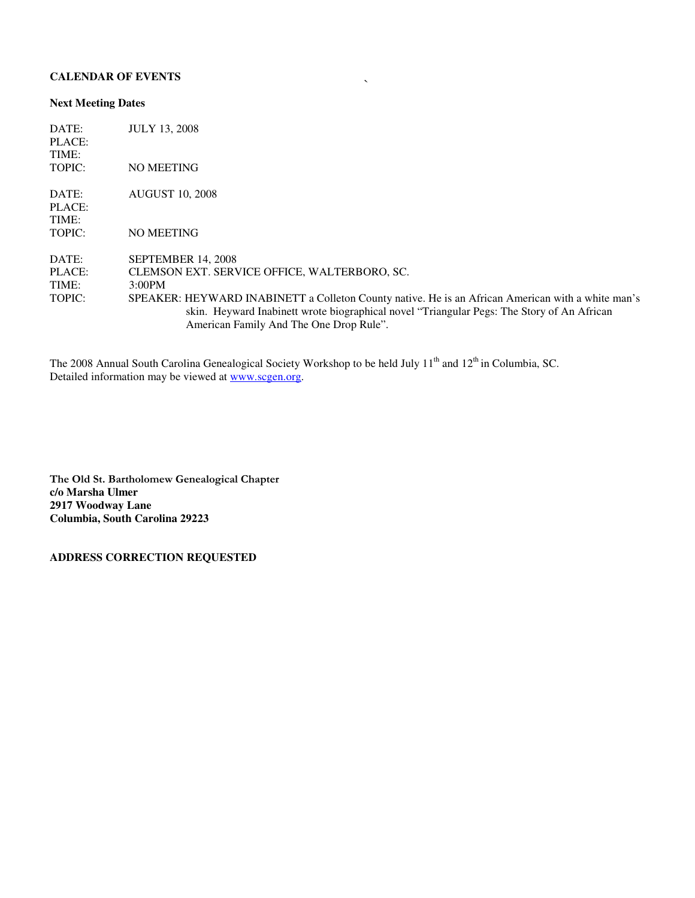**CALENDAR OF EVENTS**

**Next Meeting Dates**

DATE: JULY 13, 2008
PLACE:
TIME:
TOPIC: NO MEETING

DATE: AUGUST 10, 2008
PLACE:
TIME:
TOPIC: NO MEETING

DATE: SEPTEMBER 14, 2008
PLACE: CLEMSON EXT. SERVICE OFFICE, WALTERBORO, SC.
TIME: 3:00PM
TOPIC: SPEAKER: HEYWARD INABINETT a Colleton County native. He is an African American with a white man's skin. Heyward Inabinett wrote biographical novel "Triangular Pegs: The Story of An African American Family And The One Drop Rule".

The 2008 Annual South Carolina Genealogical Society Workshop to be held July 11th and 12th in Columbia, SC. Detailed information may be viewed at www.scgen.org.

**The Old St. Bartholomew Genealogical Chapter**
**c/o Marsha Ulmer**
**2917 Woodway Lane**
**Columbia, South Carolina 29223**

**ADDRESS CORRECTION REQUESTED**